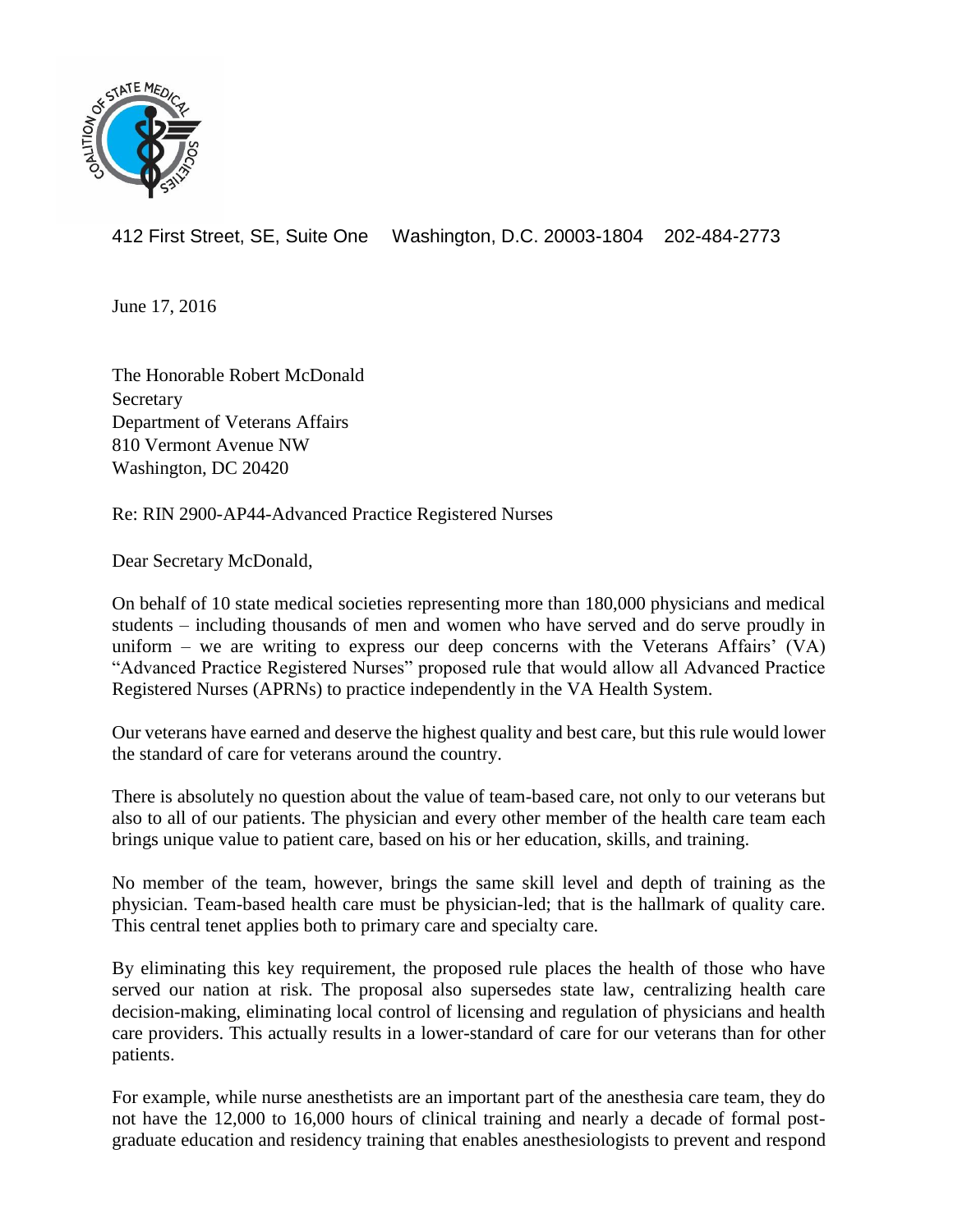412 First Street, SE, Suite One    Washington, D.C. 20003-1804    202-484-2773

June 17, 2016

The Honorable Robert McDonald
Secretary
Department of Veterans Affairs
810 Vermont Avenue NW
Washington, DC 20420

Re: RIN 2900-AP44-Advanced Practice Registered Nurses

Dear Secretary McDonald,

On behalf of 10 state medical societies representing more than 180,000 physicians and medical students – including thousands of men and women who have served and do serve proudly in uniform – we are writing to express our deep concerns with the Veterans Affairs' (VA) "Advanced Practice Registered Nurses" proposed rule that would allow all Advanced Practice Registered Nurses (APRNs) to practice independently in the VA Health System.

Our veterans have earned and deserve the highest quality and best care, but this rule would lower the standard of care for veterans around the country.

There is absolutely no question about the value of team-based care, not only to our veterans but also to all of our patients. The physician and every other member of the health care team each brings unique value to patient care, based on his or her education, skills, and training.

No member of the team, however, brings the same skill level and depth of training as the physician. Team-based health care must be physician-led; that is the hallmark of quality care. This central tenet applies both to primary care and specialty care.

By eliminating this key requirement, the proposed rule places the health of those who have served our nation at risk. The proposal also supersedes state law, centralizing health care decision-making, eliminating local control of licensing and regulation of physicians and health care providers. This actually results in a lower-standard of care for our veterans than for other patients.

For example, while nurse anesthetists are an important part of the anesthesia care team, they do not have the 12,000 to 16,000 hours of clinical training and nearly a decade of formal post-graduate education and residency training that enables anesthesiologists to prevent and respond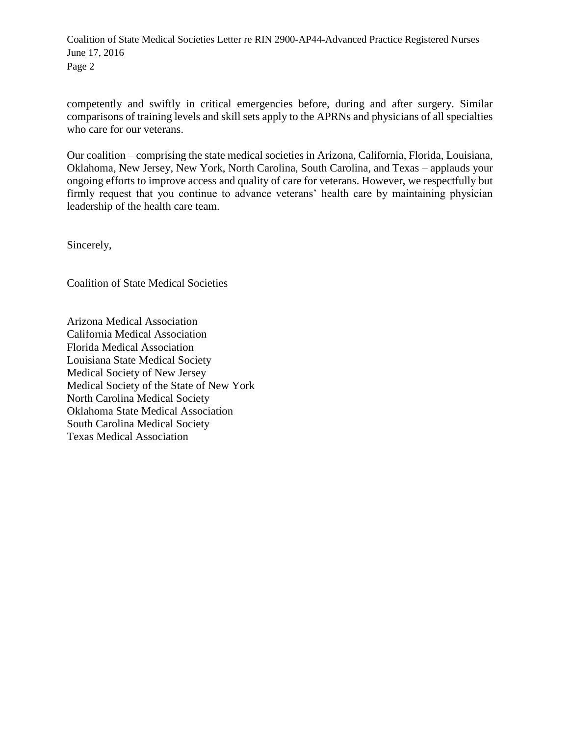competently and swiftly in critical emergencies before, during and after surgery. Similar comparisons of training levels and skill sets apply to the APRNs and physicians of all specialties who care for our veterans.

Our coalition – comprising the state medical societies in Arizona, California, Florida, Louisiana, Oklahoma, New Jersey, New York, North Carolina, South Carolina, and Texas – applauds your ongoing efforts to improve access and quality of care for veterans. However, we respectfully but firmly request that you continue to advance veterans' health care by maintaining physician leadership of the health care team.

Sincerely,

Coalition of State Medical Societies

Arizona Medical Association
California Medical Association
Florida Medical Association
Louisiana State Medical Society
Medical Society of New Jersey
Medical Society of the State of New York
North Carolina Medical Society
Oklahoma State Medical Association
South Carolina Medical Society
Texas Medical Association